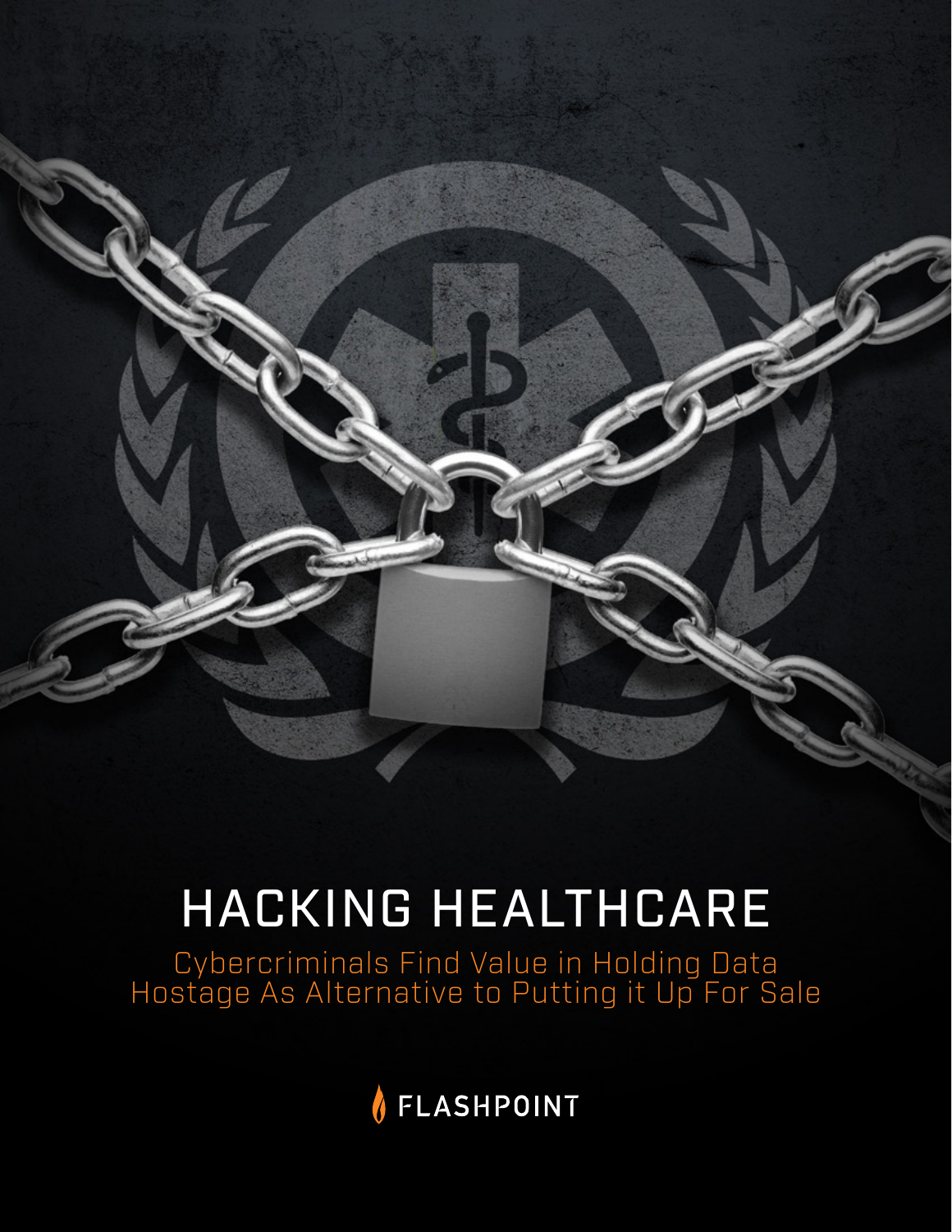# HACKING HEALTHCARE

## Cybercriminals Find Value in Holding Data Hostage As Alternative to Putting it Up For Sale

FLASHPOINT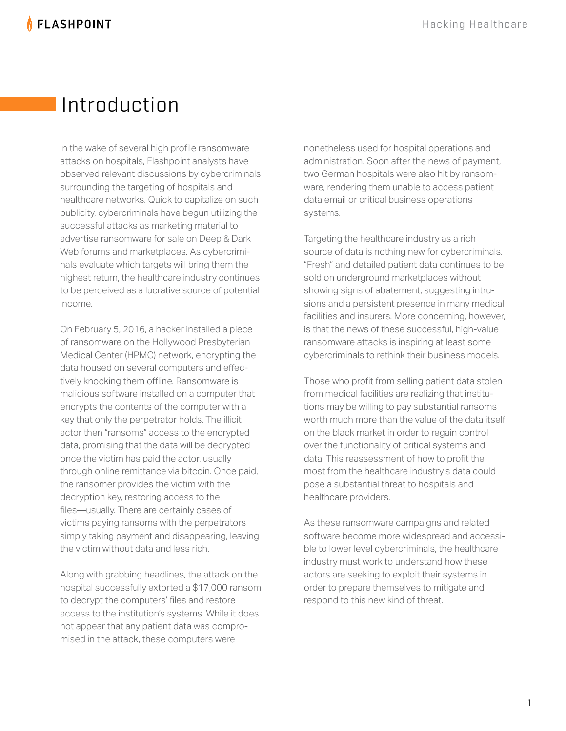# Introduction

In the wake of several high profile ransomware attacks on hospitals, Flashpoint analysts have observed relevant discussions by cybercriminals surrounding the targeting of hospitals and healthcare networks. Quick to capitalize on such publicity, cybercriminals have begun utilizing the successful attacks as marketing material to advertise ransomware for sale on Deep & Dark Web forums and marketplaces. As cybercriminals evaluate which targets will bring them the highest return, the healthcare industry continues to be perceived as a lucrative source of potential income.

On February 5, 2016, a hacker installed a piece of ransomware on the Hollywood Presbyterian Medical Center (HPMC) network, encrypting the data housed on several computers and effectively knocking them offline. Ransomware is malicious software installed on a computer that encrypts the contents of the computer with a key that only the perpetrator holds. The illicit actor then "ransoms" access to the encrypted data, promising that the data will be decrypted once the victim has paid the actor, usually through online remittance via bitcoin. Once paid, the ransomer provides the victim with the decryption key, restoring access to the files—usually. There are certainly cases of victims paying ransoms with the perpetrators simply taking payment and disappearing, leaving the victim without data and less rich.

Along with grabbing headlines, the attack on the hospital successfully extorted a $17,000 ransom to decrypt the computers' files and restore access to the institution's systems. While it does not appear that any patient data was compromised in the attack, these computers were nonetheless used for hospital operations and administration. Soon after the news of payment, two German hospitals were also hit by ransomware, rendering them unable to access patient data email or critical business operations systems.

Targeting the healthcare industry as a rich source of data is nothing new for cybercriminals. "Fresh" and detailed patient data continues to be sold on underground marketplaces without showing signs of abatement, suggesting intrusions and a persistent presence in many medical facilities and insurers. More concerning, however, is that the news of these successful, high-value ransomware attacks is inspiring at least some cybercriminals to rethink their business models.

Those who profit from selling patient data stolen from medical facilities are realizing that institutions may be willing to pay substantial ransoms worth much more than the value of the data itself on the black market in order to regain control over the functionality of critical systems and data. This reassessment of how to profit the most from the healthcare industry's data could pose a substantial threat to hospitals and healthcare providers.

As these ransomware campaigns and related software become more widespread and accessible to lower level cybercriminals, the healthcare industry must work to understand how these actors are seeking to exploit their systems in order to prepare themselves to mitigate and respond to this new kind of threat.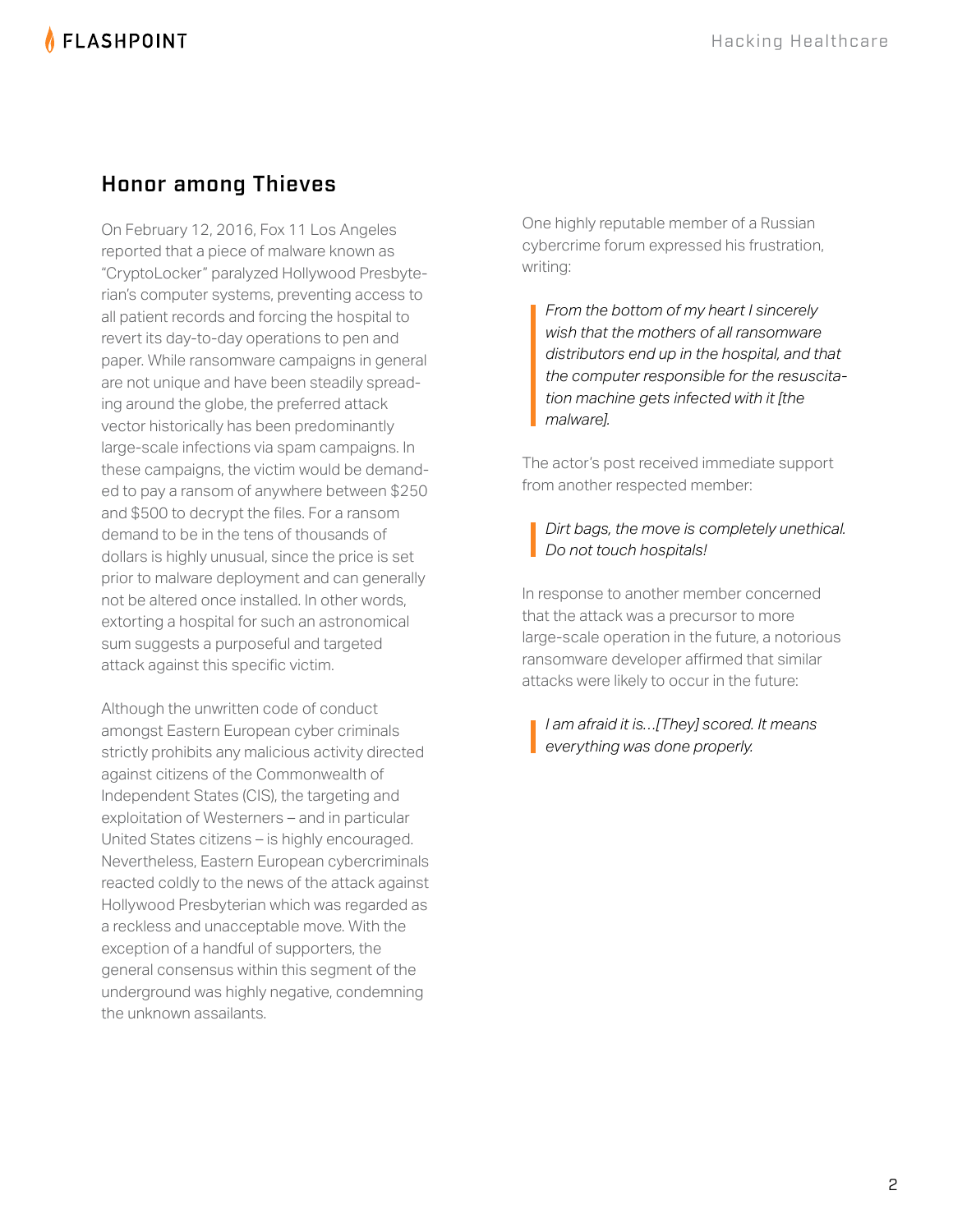## Honor among Thieves

On February 12, 2016, Fox 11 Los Angeles reported that a piece of malware known as "CryptoLocker" paralyzed Hollywood Presbyterian's computer systems, preventing access to all patient records and forcing the hospital to revert its day-to-day operations to pen and paper. While ransomware campaigns in general are not unique and have been steadily spreading around the globe, the preferred attack vector historically has been predominantly large-scale infections via spam campaigns. In these campaigns, the victim would be demanded to pay a ransom of anywhere between $250 and $500 to decrypt the files. For a ransom demand to be in the tens of thousands of dollars is highly unusual, since the price is set prior to malware deployment and can generally not be altered once installed. In other words, extorting a hospital for such an astronomical sum suggests a purposeful and targeted attack against this specific victim.

Although the unwritten code of conduct amongst Eastern European cyber criminals strictly prohibits any malicious activity directed against citizens of the Commonwealth of Independent States (CIS), the targeting and exploitation of Westerners – and in particular United States citizens – is highly encouraged. Nevertheless, Eastern European cybercriminals reacted coldly to the news of the attack against Hollywood Presbyterian which was regarded as a reckless and unacceptable move. With the exception of a handful of supporters, the general consensus within this segment of the underground was highly negative, condemning the unknown assailants.

One highly reputable member of a Russian cybercrime forum expressed his frustration, writing:

> *From the bottom of my heart I sincerely wish that the mothers of all ransomware distributors end up in the hospital, and that the computer responsible for the resuscitation machine gets infected with it [the malware].*

The actor's post received immediate support from another respected member:

> *Dirt bags, the move is completely unethical. Do not touch hospitals!*

In response to another member concerned that the attack was a precursor to more large-scale operation in the future, a notorious ransomware developer affirmed that similar attacks were likely to occur in the future:

> *I am afraid it is…[They] scored. It means everything was done properly.*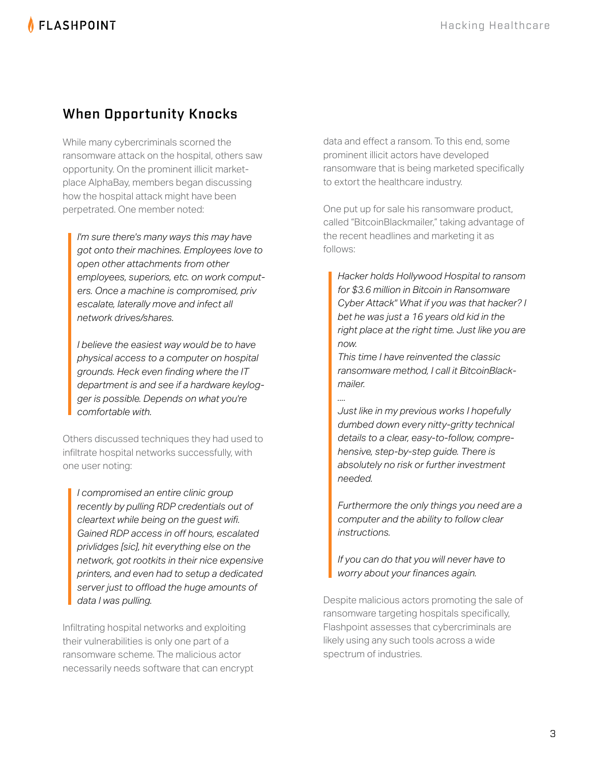## When Opportunity Knocks

While many cybercriminals scorned the ransomware attack on the hospital, others saw opportunity. On the prominent illicit marketplace AlphaBay, members began discussing how the hospital attack might have been perpetrated. One member noted:

> *I'm sure there's many ways this may have got onto their machines. Employees love to open other attachments from other employees, superiors, etc. on work computers. Once a machine is compromised, priv escalate, laterally move and infect all network drives/shares.*
>
> *I believe the easiest way would be to have physical access to a computer on hospital grounds. Heck even finding where the IT department is and see if a hardware keylogger is possible. Depends on what you're comfortable with.*

Others discussed techniques they had used to infiltrate hospital networks successfully, with one user noting:

> *I compromised an entire clinic group recently by pulling RDP credentials out of cleartext while being on the guest wifi. Gained RDP access in off hours, escalated privlidges [sic], hit everything else on the network, got rootkits in their nice expensive printers, and even had to setup a dedicated server just to offload the huge amounts of data I was pulling.*

Infiltrating hospital networks and exploiting their vulnerabilities is only one part of a ransomware scheme. The malicious actor necessarily needs software that can encrypt data and effect a ransom. To this end, some prominent illicit actors have developed ransomware that is being marketed specifically to extort the healthcare industry.

One put up for sale his ransomware product, called "BitcoinBlackmailer," taking advantage of the recent headlines and marketing it as follows:

> *Hacker holds Hollywood Hospital to ransom for $3.6 million in Bitcoin in Ransomware Cyber Attack" What if you was that hacker? I bet he was just a 16 years old kid in the right place at the right time. Just like you are now.*
> *This time I have reinvented the classic ransomware method, I call it BitcoinBlackmailer.*
> *....*
> *Just like in my previous works I hopefully dumbed down every nitty-gritty technical details to a clear, easy-to-follow, comprehensive, step-by-step guide. There is absolutely no risk or further investment needed.*
>
> *Furthermore the only things you need are a computer and the ability to follow clear instructions.*
>
> *If you can do that you will never have to worry about your finances again.*

Despite malicious actors promoting the sale of ransomware targeting hospitals specifically, Flashpoint assesses that cybercriminals are likely using any such tools across a wide spectrum of industries.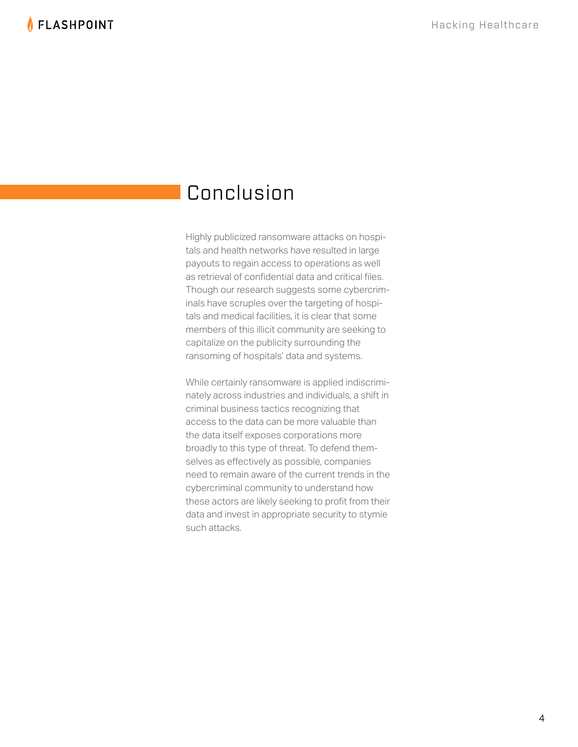# Conclusion

Highly publicized ransomware attacks on hospitals and health networks have resulted in large payouts to regain access to operations as well as retrieval of confidential data and critical files. Though our research suggests some cybercriminals have scruples over the targeting of hospitals and medical facilities, it is clear that some members of this illicit community are seeking to capitalize on the publicity surrounding the ransoming of hospitals' data and systems.

While certainly ransomware is applied indiscriminately across industries and individuals, a shift in criminal business tactics recognizing that access to the data can be more valuable than the data itself exposes corporations more broadly to this type of threat. To defend themselves as effectively as possible, companies need to remain aware of the current trends in the cybercriminal community to understand how these actors are likely seeking to profit from their data and invest in appropriate security to stymie such attacks.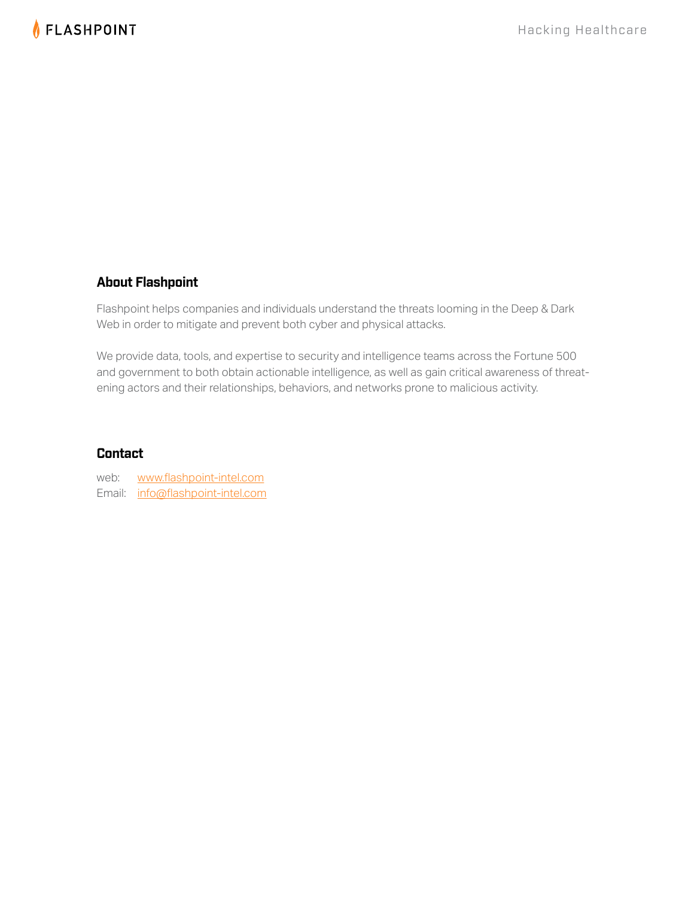## About Flashpoint

Flashpoint helps companies and individuals understand the threats looming in the Deep & Dark Web in order to mitigate and prevent both cyber and physical attacks.

We provide data, tools, and expertise to security and intelligence teams across the Fortune 500 and government to both obtain actionable intelligence, as well as gain critical awareness of threatening actors and their relationships, behaviors, and networks prone to malicious activity.

## Contact

web: [www.flashpoint-intel.com](http://www.flashpoint-intel.com)
Email: [info@flashpoint-intel.com](mailto:info@flashpoint-intel.com)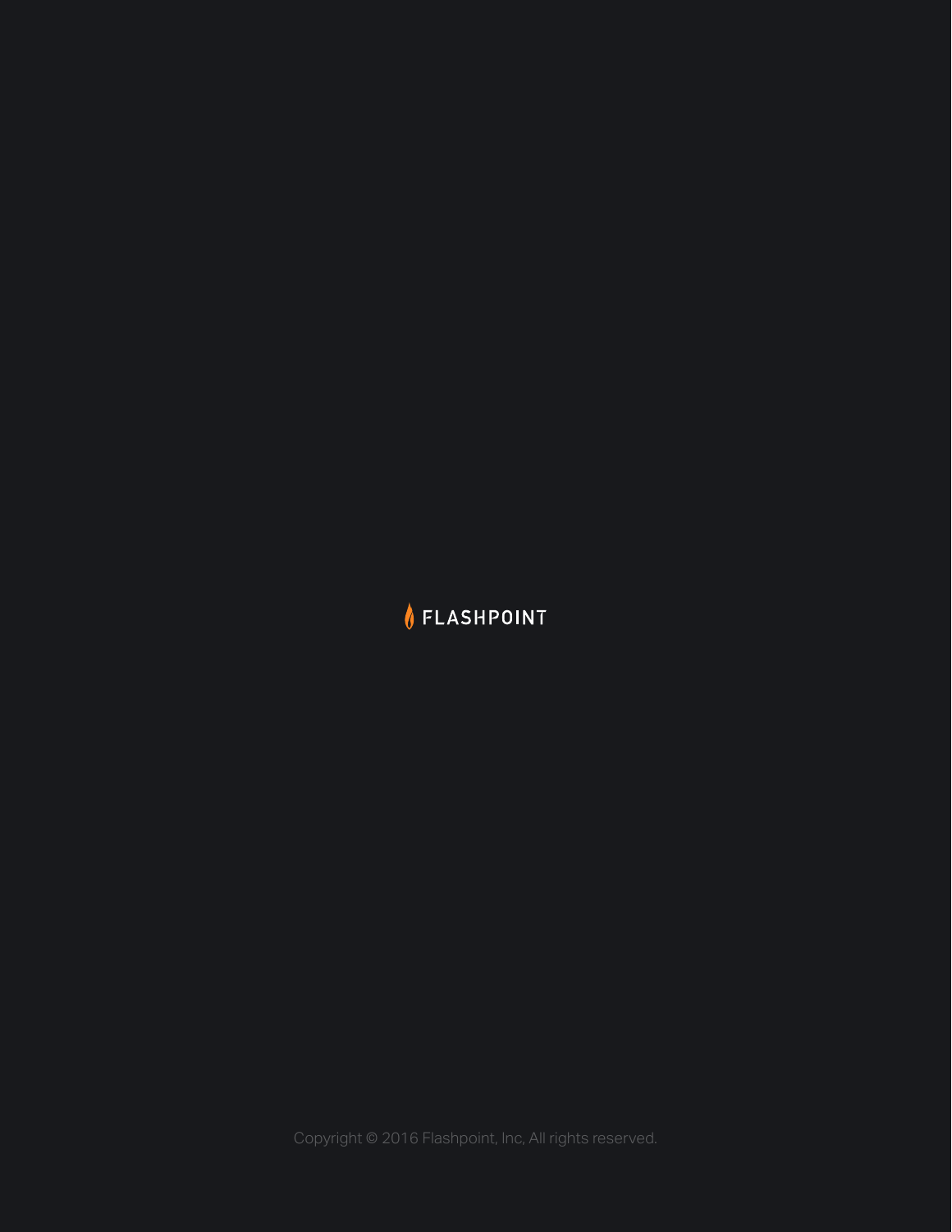FLASHPOINT

Copyright © 2016 Flashpoint, Inc, All rights reserved.